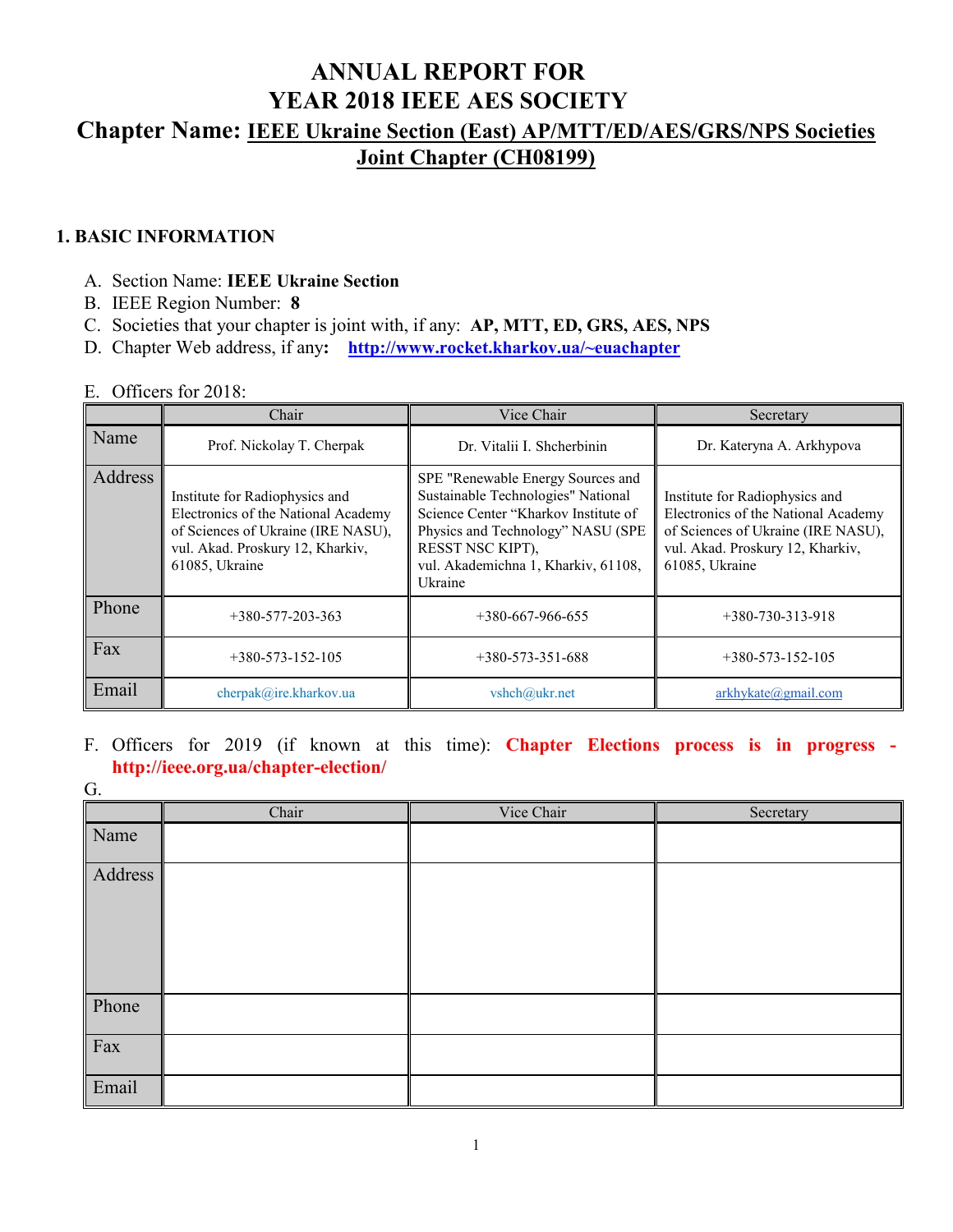# ANNUAL REPORT FOR YEAR 2018 IEEE AES SOCIETY

## Chapter Name: IEEE Ukraine Section (East) AP/MTT/ED/AES/GRS/NPS Societies Joint Chapter (CH08199)

### 1. BASIC INFORMATION

A. Section Name: **IEEE Ukraine Section**
B. IEEE Region Number: **8**
C. Societies that your chapter is joint with, if any: **AP, MTT, ED, GRS, AES, NPS**
D. Chapter Web address, if any: **http://www.rocket.kharkov.ua/~euachapter**

E. Officers for 2018:

| | Chair | Vice Chair | Secretary |
|---|---|---|---|
| Name | Prof. Nickolay T. Cherpak | Dr. Vitalii I. Shcherbinin | Dr. Kateryna A. Arkhypova |
| Address | Institute for Radiophysics and Electronics of the National Academy of Sciences of Ukraine (IRE NASU), vul. Akad. Proskury 12, Kharkiv, 61085, Ukraine | SPE "Renewable Energy Sources and Sustainable Technologies" National Science Center "Kharkov Institute of Physics and Technology" NASU (SPE RESST NSC KIPT), vul. Akademichna 1, Kharkiv, 61108, Ukraine | Institute for Radiophysics and Electronics of the National Academy of Sciences of Ukraine (IRE NASU), vul. Akad. Proskury 12, Kharkiv, 61085, Ukraine |
| Phone | +380-577-203-363 | +380-667-966-655 | +380-730-313-918 |
| Fax | +380-573-152-105 | +380-573-351-688 | +380-573-152-105 |
| Email | cherpak@ire.kharkov.ua | vshch@ukr.net | arkhykate@gmail.com |

F. Officers for 2019 (if known at this time): **Chapter Elections process is in progress - http://ieee.org.ua/chapter-election/**

G.

| | Chair | Vice Chair | Secretary |
|---|---|---|---|
| Name | | | |
| Address | | | |
| Phone | | | |
| Fax | | | |
| Email | | | |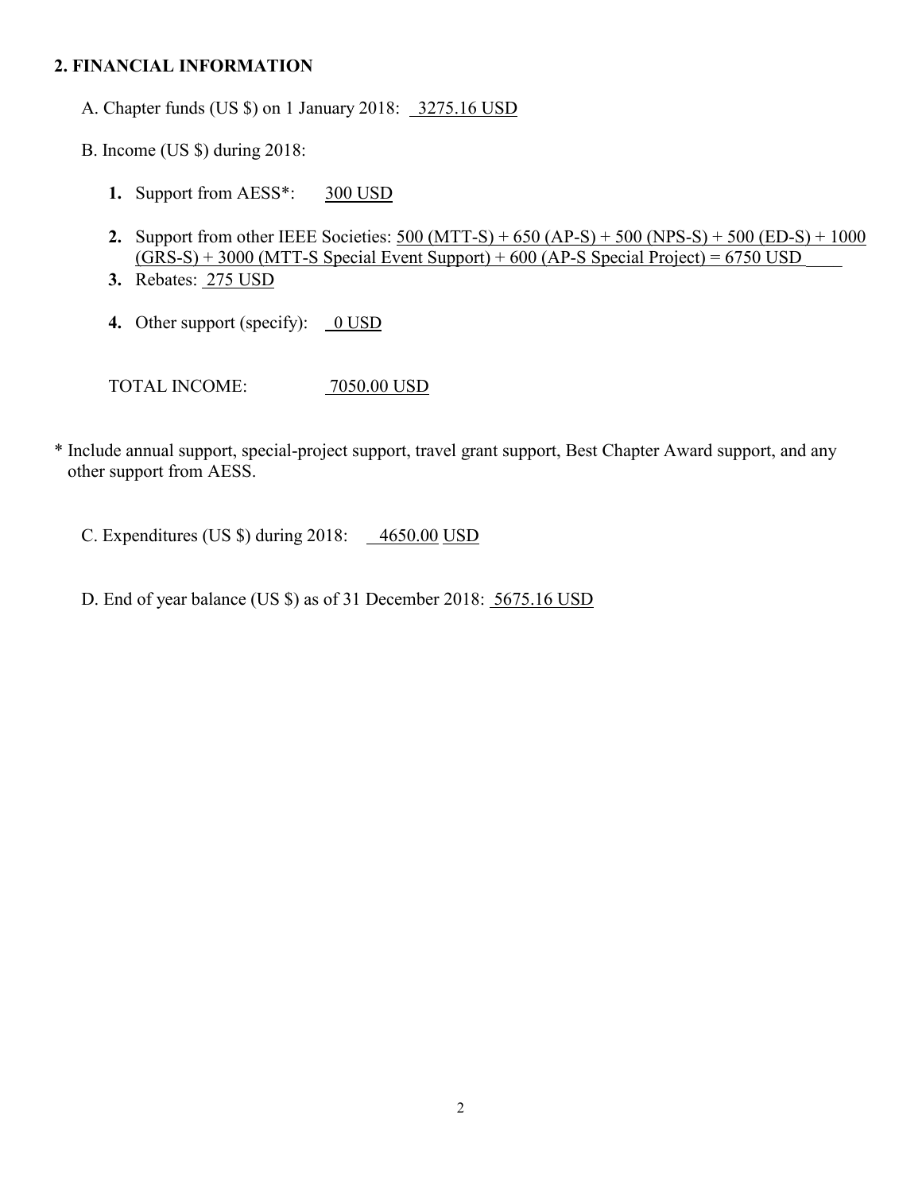## 2. FINANCIAL INFORMATION

A. Chapter funds (US $) on 1 January 2018: 3275.16 USD

B. Income (US $) during 2018:

1. **Support from AESS\*:** 300 USD
2. **Support from other IEEE Societies:** 500 (MTT-S) + 650 (AP-S) + 500 (NPS-S) + 500 (ED-S) + 1000 (GRS-S) + 3000 (MTT-S Special Event Support) + 600 (AP-S Special Project) = 6750 USD
3. **Rebates:** 275 USD
4. **Other support (specify):** 0 USD

TOTAL INCOME: 7050.00 USD

\* Include annual support, special-project support, travel grant support, Best Chapter Award support, and any other support from AESS.

C. Expenditures (US $) during 2018: 4650.00 USD

D. End of year balance (US $) as of 31 December 2018: 5675.16 USD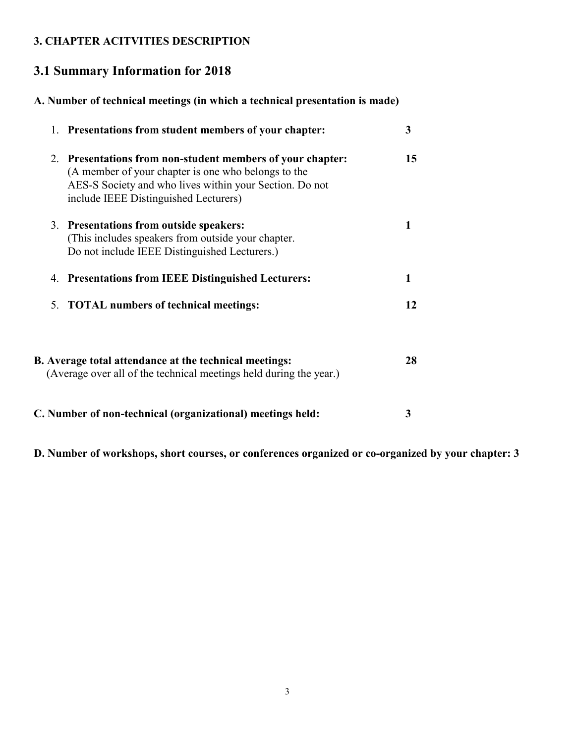**3. CHAPTER ACITVITIES DESCRIPTION**

## 3.1 Summary Information for 2018

**A. Number of technical meetings (in which a technical presentation is made)**

1. **Presentations from student members of your chapter:** **3**

2. **Presentations from non-student members of your chapter:** **15**
   (A member of your chapter is one who belongs to the AES-S Society and who lives within your Section. Do not include IEEE Distinguished Lecturers)

3. **Presentations from outside speakers:** **1**
   (This includes speakers from outside your chapter. Do not include IEEE Distinguished Lecturers.)

4. **Presentations from IEEE Distinguished Lecturers:** **1**

5. **TOTAL numbers of technical meetings:** **12**

**B. Average total attendance at the technical meetings:** **28**
(Average over all of the technical meetings held during the year.)

**C. Number of non-technical (organizational) meetings held:** **3**

**D. Number of workshops, short courses, or conferences organized or co-organized by your chapter: 3**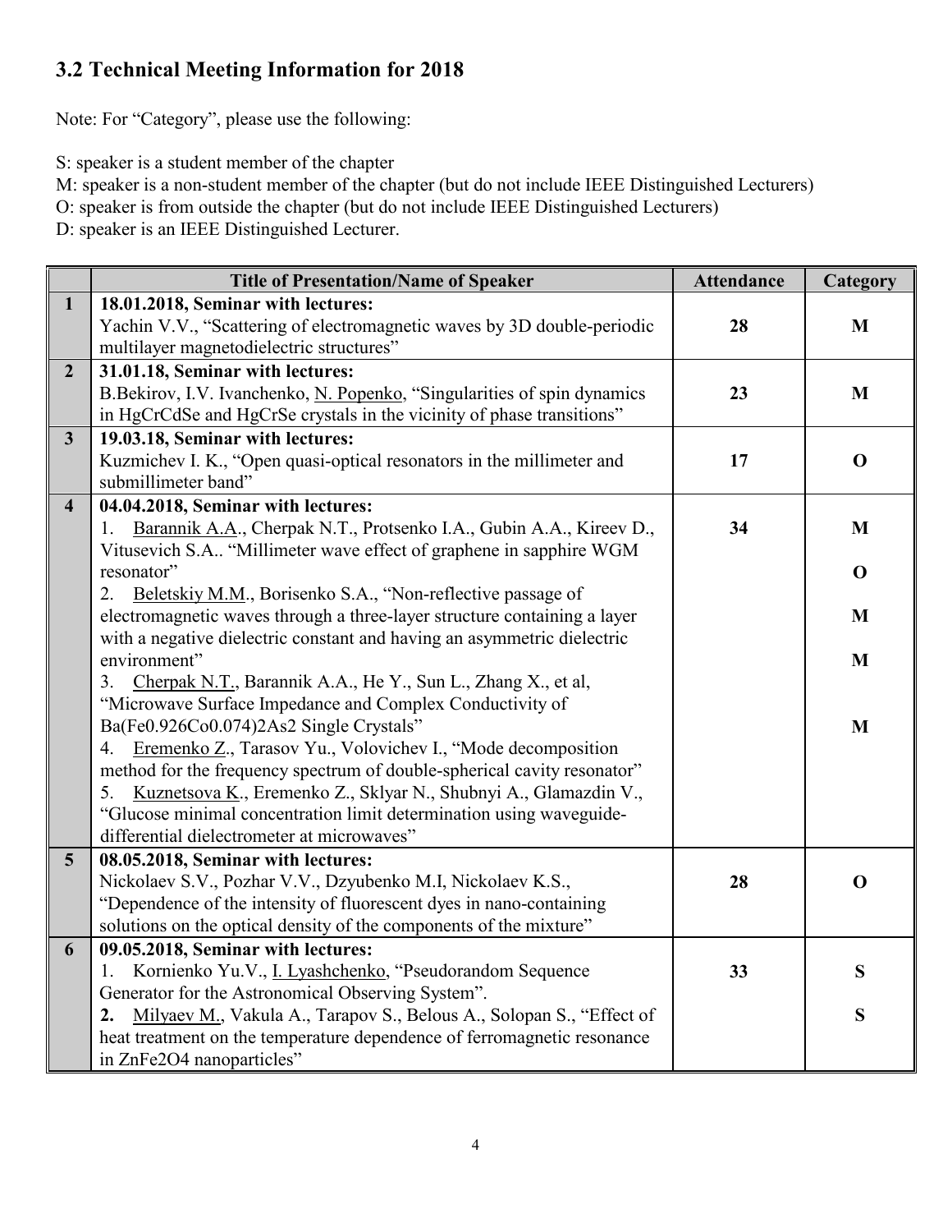## 3.2 Technical Meeting Information for 2018

Note: For "Category", please use the following:

S: speaker is a student member of the chapter

M: speaker is a non-student member of the chapter (but do not include IEEE Distinguished Lecturers)

O: speaker is from outside the chapter (but do not include IEEE Distinguished Lecturers)

D: speaker is an IEEE Distinguished Lecturer.

| | Title of Presentation/Name of Speaker | Attendance | Category |
|---|---|---|---|
| **1** | **18.01.2018, Seminar with lectures:**<br>Yachin V.V., "Scattering of electromagnetic waves by 3D double-periodic multilayer magnetodielectric structures" | **28** | **M** |
| **2** | **31.01.18, Seminar with lectures:**<br>B.Bekirov, I.V. Ivanchenko, N. Popenko, "Singularities of spin dynamics in HgCrCdSe and HgCrSe crystals in the vicinity of phase transitions" | **23** | **M** |
| **3** | **19.03.18, Seminar with lectures:**<br>Kuzmichev I. K., "Open quasi-optical resonators in the millimeter and submillimeter band" | **17** | **O** |
| **4** | **04.04.2018, Seminar with lectures:**<br>1. Barannik A.A., Cherpak N.T., Protsenko I.A., Gubin A.A., Kireev D., Vitusevich S.A.. "Millimeter wave effect of graphene in sapphire WGM resonator"<br>2. Beletskiy M.M., Borisenko S.A., "Non-reflective passage of electromagnetic waves through a three-layer structure containing a layer with a negative dielectric constant and having an asymmetric dielectric environment"<br>3. Cherpak N.T., Barannik A.A., He Y., Sun L., Zhang X., et al, "Microwave Surface Impedance and Complex Conductivity of Ba(Fe0.926Co0.074)2As2 Single Crystals"<br>4. Eremenko Z., Tarasov Yu., Volovichev I., "Mode decomposition method for the frequency spectrum of double-spherical cavity resonator"<br>5. Kuznetsova K., Eremenko Z., Sklyar N., Shubnyi A., Glamazdin V., "Glucose minimal concentration limit determination using waveguide-differential dielectrometer at microwaves" | **34** | **M**<br>**O**<br>**M**<br>**M**<br>**M** |
| **5** | **08.05.2018, Seminar with lectures:**<br>Nickolaev S.V., Pozhar V.V., Dzyubenko M.I, Nickolaev K.S., "Dependence of the intensity of fluorescent dyes in nano-containing solutions on the optical density of the components of the mixture" | **28** | **O** |
| **6** | **09.05.2018, Seminar with lectures:**<br>1. Kornienko Yu.V., I. Lyashchenko, "Pseudorandom Sequence Generator for the Astronomical Observing System".<br>**2.** Milyaev M., Vakula A., Tarapov S., Belous A., Solopan S., "Effect of heat treatment on the temperature dependence of ferromagnetic resonance in ZnFe2O4 nanoparticles" | **33** | **S**<br>**S** |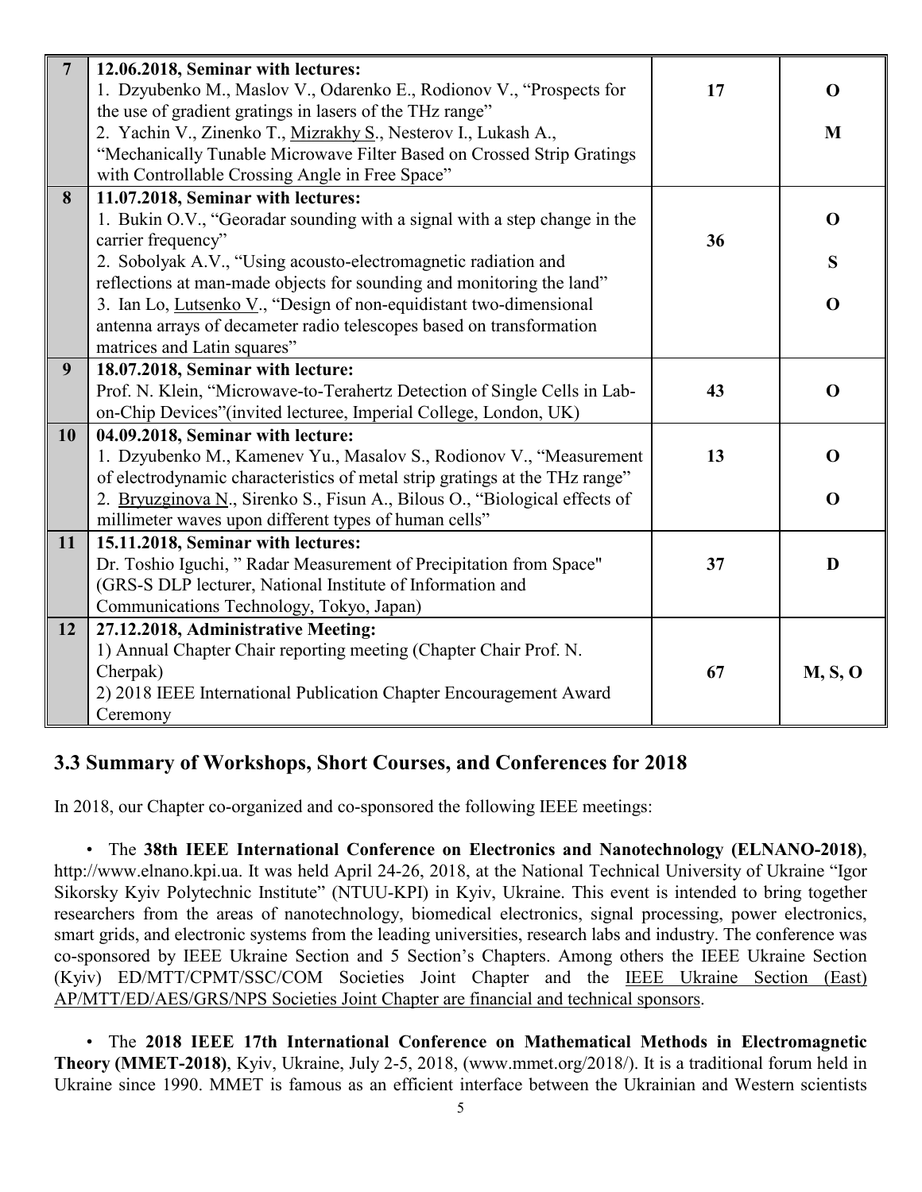| 7 | **12.06.2018, Seminar with lectures:**<br>1. Dzyubenko M., Maslov V., Odarenko E., Rodionov V., "Prospects for the use of gradient gratings in lasers of the THz range"<br>2. Yachin V., Zinenko T., Mizrakhy S., Nesterov I., Lukash A., "Mechanically Tunable Microwave Filter Based on Crossed Strip Gratings with Controllable Crossing Angle in Free Space" | **17** | **O**<br><br>**M** |
|---|---|---|---|
| **8** | **11.07.2018, Seminar with lectures:**<br>1. Bukin O.V., "Georadar sounding with a signal with a step change in the carrier frequency"<br>2. Sobolyak A.V., "Using acousto-electromagnetic radiation and reflections at man-made objects for sounding and monitoring the land"<br>3. Ian Lo, Lutsenko V., "Design of non-equidistant two-dimensional antenna arrays of decameter radio telescopes based on transformation matrices and Latin squares" | **36** | **O**<br><br>**S**<br><br>**O** |
| **9** | **18.07.2018, Seminar with lecture:**<br>Prof. N. Klein, "Microwave-to-Terahertz Detection of Single Cells in Lab-on-Chip Devices"(invited lecturee, Imperial College, London, UK) | **43** | **O** |
| **10** | **04.09.2018, Seminar with lecture:**<br>1. Dzyubenko M., Kamenev Yu., Masalov S., Rodionov V., "Measurement of electrodynamic characteristics of metal strip gratings at the THz range"<br>2. Bryuzginova N., Sirenko S., Fisun A., Bilous O., "Biological effects of millimeter waves upon different types of human cells" | **13** | **O**<br><br>**O** |
| **11** | **15.11.2018, Seminar with lectures:**<br>Dr. Toshio Iguchi, " Radar Measurement of Precipitation from Space" (GRS-S DLP lecturer, National Institute of Information and Communications Technology, Tokyo, Japan) | **37** | **D** |
| **12** | **27.12.2018, Administrative Meeting:**<br>1) Annual Chapter Chair reporting meeting (Chapter Chair Prof. N. Cherpak)<br>2) 2018 IEEE International Publication Chapter Encouragement Award Ceremony | **67** | **M, S, O** |

## 3.3 Summary of Workshops, Short Courses, and Conferences for 2018

In 2018, our Chapter co-organized and co-sponsored the following IEEE meetings:

• The **38th IEEE International Conference on Electronics and Nanotechnology (ELNANO-2018)**, http://www.elnano.kpi.ua. It was held April 24-26, 2018, at the National Technical University of Ukraine "Igor Sikorsky Kyiv Polytechnic Institute" (NTUU-KPI) in Kyiv, Ukraine. This event is intended to bring together researchers from the areas of nanotechnology, biomedical electronics, signal processing, power electronics, smart grids, and electronic systems from the leading universities, research labs and industry. The conference was co-sponsored by IEEE Ukraine Section and 5 Section's Chapters. Among others the IEEE Ukraine Section (Kyiv) ED/MTT/CPMT/SSC/COM Societies Joint Chapter and the IEEE Ukraine Section (East) AP/MTT/ED/AES/GRS/NPS Societies Joint Chapter are financial and technical sponsors.

• The **2018 IEEE 17th International Conference on Mathematical Methods in Electromagnetic Theory (MMET-2018)**, Kyiv, Ukraine, July 2-5, 2018, (www.mmet.org/2018/). It is a traditional forum held in Ukraine since 1990. MMET is famous as an efficient interface between the Ukrainian and Western scientists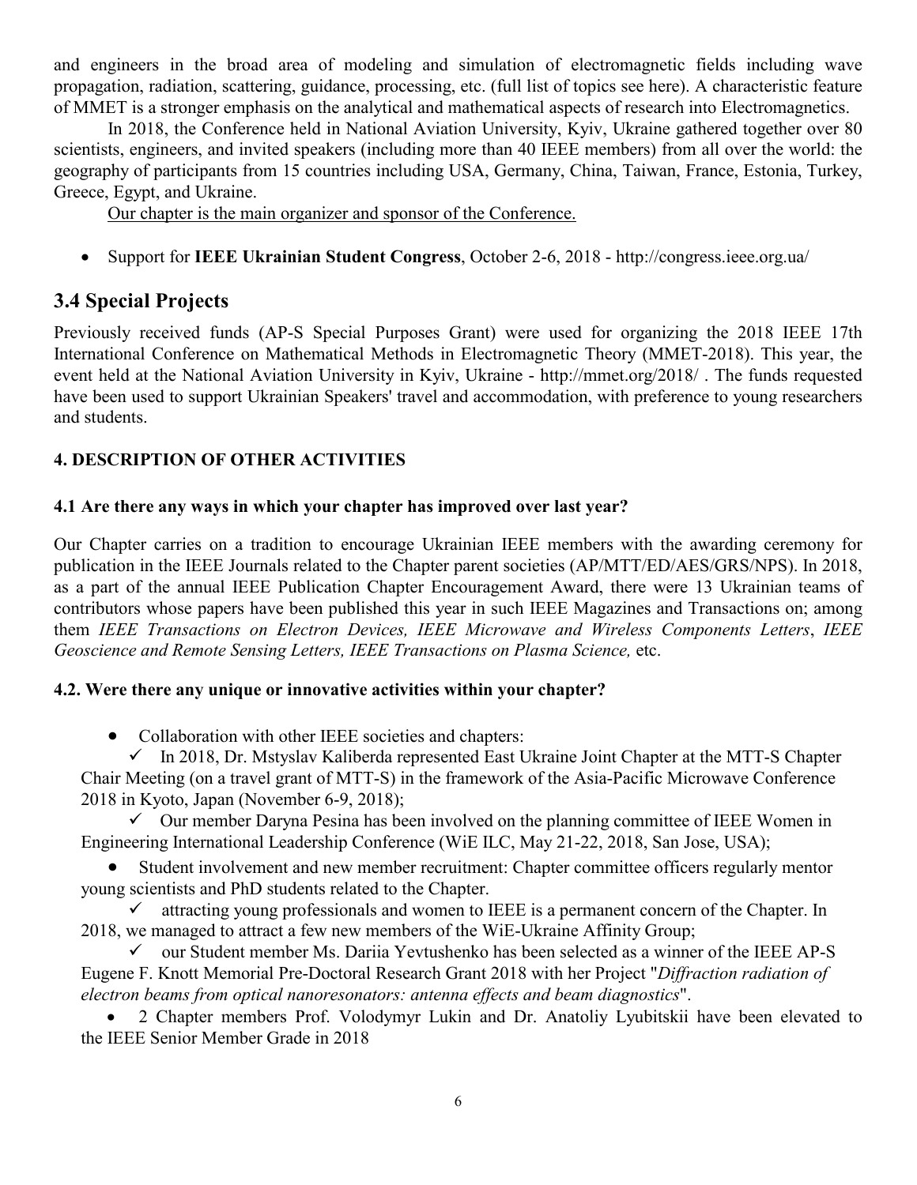and engineers in the broad area of modeling and simulation of electromagnetic fields including wave propagation, radiation, scattering, guidance, processing, etc. (full list of topics see here). A characteristic feature of MMET is a stronger emphasis on the analytical and mathematical aspects of research into Electromagnetics.

In 2018, the Conference held in National Aviation University, Kyiv, Ukraine gathered together over 80 scientists, engineers, and invited speakers (including more than 40 IEEE members) from all over the world: the geography of participants from 15 countries including USA, Germany, China, Taiwan, France, Estonia, Turkey, Greece, Egypt, and Ukraine.

<u>Our chapter is the main organizer and sponsor of the Conference.</u>

- Support for **IEEE Ukrainian Student Congress**, October 2-6, 2018 - http://congress.ieee.org.ua/

## 3.4 Special Projects

Previously received funds (AP-S Special Purposes Grant) were used for organizing the 2018 IEEE 17th International Conference on Mathematical Methods in Electromagnetic Theory (MMET-2018). This year, the event held at the National Aviation University in Kyiv, Ukraine - http://mmet.org/2018/ . The funds requested have been used to support Ukrainian Speakers' travel and accommodation, with preference to young researchers and students.

### 4. DESCRIPTION OF OTHER ACTIVITIES

#### 4.1 Are there any ways in which your chapter has improved over last year?

Our Chapter carries on a tradition to encourage Ukrainian IEEE members with the awarding ceremony for publication in the IEEE Journals related to the Chapter parent societies (AP/MTT/ED/AES/GRS/NPS). In 2018, as a part of the annual IEEE Publication Chapter Encouragement Award, there were 13 Ukrainian teams of contributors whose papers have been published this year in such IEEE Magazines and Transactions on; among them *IEEE Transactions on Electron Devices, IEEE Microwave and Wireless Components Letters*, *IEEE Geoscience and Remote Sensing Letters, IEEE Transactions on Plasma Science,* etc.

#### 4.2. Were there any unique or innovative activities within your chapter?

- Collaboration with other IEEE societies and chapters:
  - ✓ In 2018, Dr. Mstyslav Kaliberda represented East Ukraine Joint Chapter at the MTT-S Chapter Chair Meeting (on a travel grant of MTT-S) in the framework of the Asia-Pacific Microwave Conference 2018 in Kyoto, Japan (November 6-9, 2018);
  - ✓ Our member Daryna Pesina has been involved on the planning committee of IEEE Women in Engineering International Leadership Conference (WiE ILC, May 21-22, 2018, San Jose, USA);
- Student involvement and new member recruitment: Chapter committee officers regularly mentor young scientists and PhD students related to the Chapter.
  - ✓ attracting young professionals and women to IEEE is a permanent concern of the Chapter. In 2018, we managed to attract a few new members of the WiE-Ukraine Affinity Group;
  - ✓ our Student member Ms. Dariia Yevtushenko has been selected as a winner of the IEEE AP-S Eugene F. Knott Memorial Pre-Doctoral Research Grant 2018 with her Project "*Diffraction radiation of electron beams from optical nanoresonators: antenna effects and beam diagnostics*".
- 2 Chapter members Prof. Volodymyr Lukin and Dr. Anatoliy Lyubitskii have been elevated to the IEEE Senior Member Grade in 2018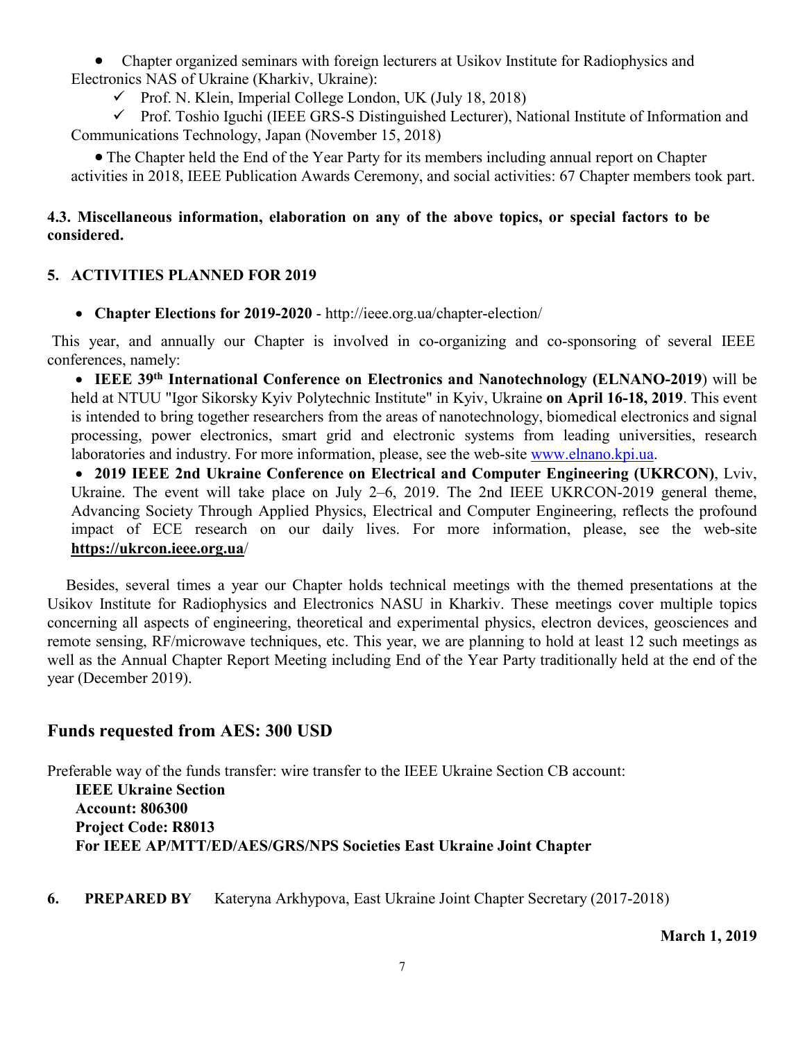- Chapter organized seminars with foreign lecturers at Usikov Institute for Radiophysics and Electronics NAS of Ukraine (Kharkiv, Ukraine):
  - ✓ Prof. N. Klein, Imperial College London, UK (July 18, 2018)
  - ✓ Prof. Toshio Iguchi (IEEE GRS-S Distinguished Lecturer), National Institute of Information and Communications Technology, Japan (November 15, 2018)
- The Chapter held the End of the Year Party for its members including annual report on Chapter activities in 2018, IEEE Publication Awards Ceremony, and social activities: 67 Chapter members took part.

**4.3. Miscellaneous information, elaboration on any of the above topics, or special factors to be considered.**

**5. ACTIVITIES PLANNED FOR 2019**

- **Chapter Elections for 2019-2020** - http://ieee.org.ua/chapter-election/

This year, and annually our Chapter is involved in co-organizing and co-sponsoring of several IEEE conferences, namely:

- **IEEE 39th International Conference on Electronics and Nanotechnology (ELNANO-2019**) will be held at NTUU "Igor Sikorsky Kyiv Polytechnic Institute" in Kyiv, Ukraine **on April 16-18, 2019**. This event is intended to bring together researchers from the areas of nanotechnology, biomedical electronics and signal processing, power electronics, smart grid and electronic systems from leading universities, research laboratories and industry. For more information, please, see the web-site www.elnano.kpi.ua.
- **2019 IEEE 2nd Ukraine Conference on Electrical and Computer Engineering (UKRCON)**, Lviv, Ukraine. The event will take place on July 2–6, 2019. The 2nd IEEE UKRCON-2019 general theme, Advancing Society Through Applied Physics, Electrical and Computer Engineering, reflects the profound impact of ECE research on our daily lives. For more information, please, see the web-site **https://ukrcon.ieee.org.ua**/

Besides, several times a year our Chapter holds technical meetings with the themed presentations at the Usikov Institute for Radiophysics and Electronics NASU in Kharkiv. These meetings cover multiple topics concerning all aspects of engineering, theoretical and experimental physics, electron devices, geosciences and remote sensing, RF/microwave techniques, etc. This year, we are planning to hold at least 12 such meetings as well as the Annual Chapter Report Meeting including End of the Year Party traditionally held at the end of the year (December 2019).

## Funds requested from AES: 300 USD

Preferable way of the funds transfer: wire transfer to the IEEE Ukraine Section CB account:

**IEEE Ukraine Section**
**Account: 806300**
**Project Code: R8013**
**For IEEE AP/MTT/ED/AES/GRS/NPS Societies East Ukraine Joint Chapter**

**6. PREPARED BY** Kateryna Arkhypova, East Ukraine Joint Chapter Secretary (2017-2018)

**March 1, 2019**